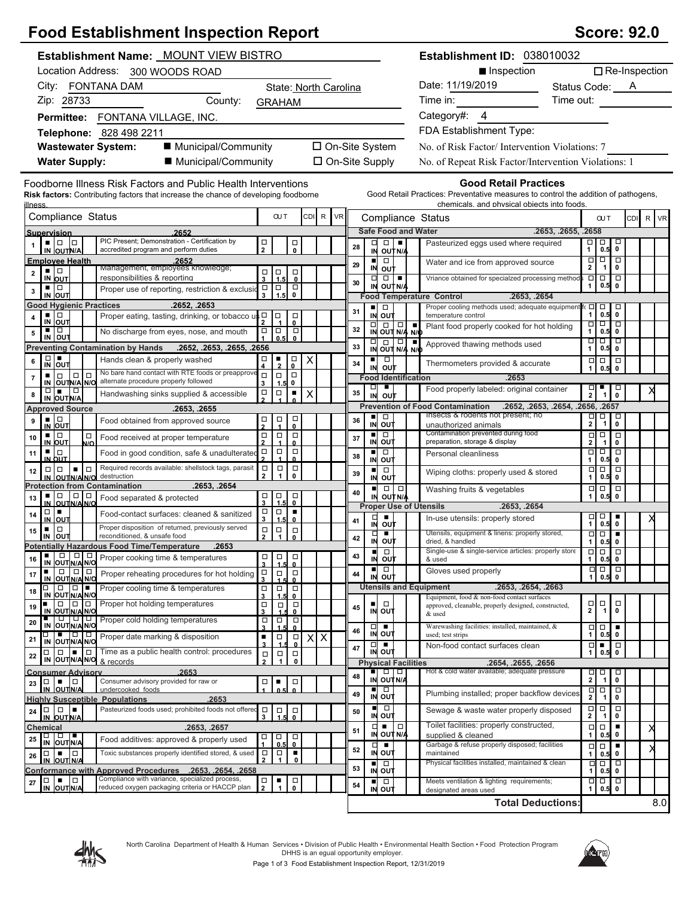# Food Establishment Inspection Report

**Score: 92.0**

**Establishment Name:** MOUNT VIEW BISTRO

Location Address: 300 WOODS ROAD

City: FONTANA DAM State: North Carolina

Zip: 28733 County: GRAHAM

**Permittee:** FONTANA VILLAGE, INC.

**Telephone:** 828 498 2211

**Wastewater System:** ■ Municipal/Community ☐ On-Site System

**Water Supply:** ■ Municipal/Community ☐ On-Site Supply

**Establishment ID:** 038010032

■ Inspection ☐ Re-Inspection

Date: 11/19/2019 Status Code: A

Time in: Time out:

Category#: 4

FDA Establishment Type:

No. of Risk Factor/ Intervention Violations: 7

No. of Repeat Risk Factor/Intervention Violations: 1

## Foodborne Illness Risk Factors and Public Health Interventions

**Risk factors:** Contributing factors that increase the chance of developing foodborne illness.

| # | Compliance Status | Marked | OUT | CDI | R | VR |
|---|---|---|---|---|---|---|
| | **Supervision .2652** | | | | | |
| 1 | PIC Present; Demonstration - Certification by accredited program and perform duties | IN | 2 / 0 | | | |
| | **Employee Health .2652** | | | | | |
| 2 | Management, employees knowledge; responsibilities & reporting | IN | 3 / 1.5 / 0 | | | |
| 3 | Proper use of reporting, restriction & exclusion | IN | 3 / 1.5 / 0 | | | |
| | **Good Hygienic Practices .2652, .2653** | | | | | |
| 4 | Proper eating, tasting, drinking, or tobacco use | IN | 2 / 1 / 0 | | | |
| 5 | No discharge from eyes, nose, and mouth | IN | 1 / 0.5 / 0 | | | |
| | **Preventing Contamination by Hands .2652, .2653, .2655, .2656** | | | | | |
| 6 | Hands clean & properly washed | OUT | 4 / 2 / 0 (2 marked) | X | | |
| 7 | No bare hand contact with RTE foods or preapproved alternate procedure properly followed | IN | 3 / 1.5 / 0 | | | |
| 8 | Handwashing sinks supplied & accessible | OUT | 2 / 1 / 0 (0 marked) | X | | |
| | **Approved Source .2653, .2655** | | | | | |
| 9 | Food obtained from approved source | IN | 2 / 1 / 0 | | | |
| 10 | Food received at proper temperature | IN | 2 / 1 / 0 | | | |
| 11 | Food in good condition, safe & unadulterated | IN | 2 / 1 / 0 | | | |
| 12 | Required records available: shellstock tags, parasite destruction | N/A | 2 / 1 / 0 | | | |
| | **Protection from Contamination .2653, .2654** | | | | | |
| 13 | Food separated & protected | IN | 3 / 1.5 / 0 | | | |
| 14 | Food-contact surfaces: cleaned & sanitized | OUT | 3 / 1.5 / 0 (0 marked) | | | |
| 15 | Proper disposition of returned, previously served reconditioned, & unsafe food | IN | 2 / 1 / 0 | | | |
| | **Potentially Hazardous Food Time/Temperature .2653** | | | | | |
| 16 | Proper cooking time & temperatures | IN | 3 / 1.5 / 0 | | | |
| 17 | Proper reheating procedures for hot holding | IN | 3 / 1.5 / 0 | | | |
| 18 | Proper cooling time & temperatures | N/O | 3 / 1.5 / 0 | | | |
| 19 | Proper hot holding temperatures | IN | 3 / 1.5 / 0 | | | |
| 20 | Proper cold holding temperatures | IN | 3 / 1.5 / 0 | | | |
| 21 | Proper date marking & disposition | OUT | 3 / 1.5 / 0 (3 marked) | X | X | |
| 22 | Time as a public health control: procedures & records | N/A | 2 / 1 / 0 | | | |
| | **Consumer Advisory .2653** | | | | | |
| 23 | Consumer advisory provided for raw or undercooked foods | OUT | 1 / 0.5 / 0 (0.5 marked) | | | |
| | **Highly Susceptible Populations .2653** | | | | | |
| 24 | Pasteurized foods used; prohibited foods not offered | N/A | 3 / 1.5 / 0 | | | |
| | **Chemical .2653, .2657** | | | | | |
| 25 | Food additives: approved & properly used | N/A | 1 / 0.5 / 0 | | | |
| 26 | Toxic substances properly identified stored, & used | OUT | 2 / 1 / 0 (0 marked) | | | |
| | **Conformance with Approved Procedures .2653, .2654, .2658** | | | | | |
| 27 | Compliance with variance, specialized process, reduced oxygen packaging criteria or HACCP plan | OUT | 2 / 1 / 0 (1 marked) | | | |

## Good Retail Practices

Good Retail Practices: Preventative measures to control the addition of pathogens, chemicals, and physical objects into foods.

| # | Compliance Status | Marked | OUT | CDI | R | VR |
|---|---|---|---|---|---|---|
| | **Safe Food and Water .2653, .2655, .2658** | | | | | |
| 28 | Pasteurized eggs used where required | N/A | 1 / 0.5 / 0 | | | |
| 29 | Water and ice from approved source | IN | 2 / 1 / 0 | | | |
| 30 | Vriance obtained for specialzed processing methods | N/A | 1 / 0.5 / 0 | | | |
| | **Food Temperature Control .2653, .2654** | | | | | |
| 31 | Proper cooling methods used; adequate equipment for temperature control | IN | 1 / 0.5 / 0 | | | |
| 32 | Plant food properly cooked for hot holding | N/O | 1 / 0.5 / 0 | | | |
| 33 | Approved thawing methods used | N/O | 1 / 0.5 / 0 | | | |
| 34 | Thermometers provided & accurate | IN | 1 / 0.5 / 0 | | | |
| | **Food Identification .2653** | | | | | |
| 35 | Food properly labeled: original container | OUT | 2 / 1 / 0 (1 marked) | | X | |
| | **Prevention of Food Contamination .2652, .2653, .2654, .2656, .2657** | | | | | |
| 36 | Insects & rodents not present; no unauthorized animals | IN | 2 / 1 / 0 | | | |
| 37 | Contamination prevented during food preparation, storage & display | IN | 2 / 1 / 0 | | | |
| 38 | Personal cleanliness | IN | 1 / 0.5 / 0 | | | |
| 39 | Wiping cloths: properly used & stored | IN | 1 / 0.5 / 0 | | | |
| 40 | Washing fruits & vegetables | IN | 1 / 0.5 / 0 | | | |
| | **Proper Use of Utensils .2653, .2654** | | | | | |
| 41 | In-use utensils: properly stored | OUT | 1 / 0.5 / 0 (0 marked) | | X | |
| 42 | Utensils, equipment & linens: properly stored, dried, & handled | OUT | 1 / 0.5 / 0 (0 marked) | | | |
| 43 | Single-use & single-service articles: properly stored & used | IN | 1 / 0.5 / 0 | | | |
| 44 | Gloves used properly | IN | 1 / 0.5 / 0 | | | |
| | **Utensils and Equipment .2653, .2654, .2663** | | | | | |
| 45 | Equipment, food & non-food contact surfaces approved, cleanable, properly designed, constructed, & used | IN | 2 / 1 / 0 | | | |
| 46 | Warewashing facilities: installed, maintained, & used; test strips | OUT | 1 / 0.5 / 0 (0 marked) | | | |
| 47 | Non-food contact surfaces clean | OUT | 1 / 0.5 / 0 (0.5 marked) | | | |
| | **Physical Facilities .2654, .2655, .2656** | | | | | |
| 48 | Hot & cold water available; adequate pressure | IN | 2 / 1 / 0 | | | |
| 49 | Plumbing installed; proper backflow devices | IN | 2 / 1 / 0 | | | |
| 50 | Sewage & waste water properly disposed | IN | 2 / 1 / 0 | | | |
| 51 | Toilet facilities: properly constructed, supplied & cleaned | OUT | 1 / 0.5 / 0 (0 marked) | | X | |
| 52 | Garbage & refuse properly disposed; facilities maintained | OUT | 1 / 0.5 / 0 (0 marked) | | X | |
| 53 | Physical facilities installed, maintained & clean | IN | 1 / 0.5 / 0 | | | |
| 54 | Meets ventilation & lighting requirements; designated areas used | IN | 1 / 0.5 / 0 | | | |
| | **Total Deductions:** | | | | | 8.0 |

North Carolina Department of Health & Human Services • Division of Public Health • Environmental Health Section • Food Protection Program
DHHS is an equal opportunity employer.
Food Establishment Inspection Report, 12/31/2019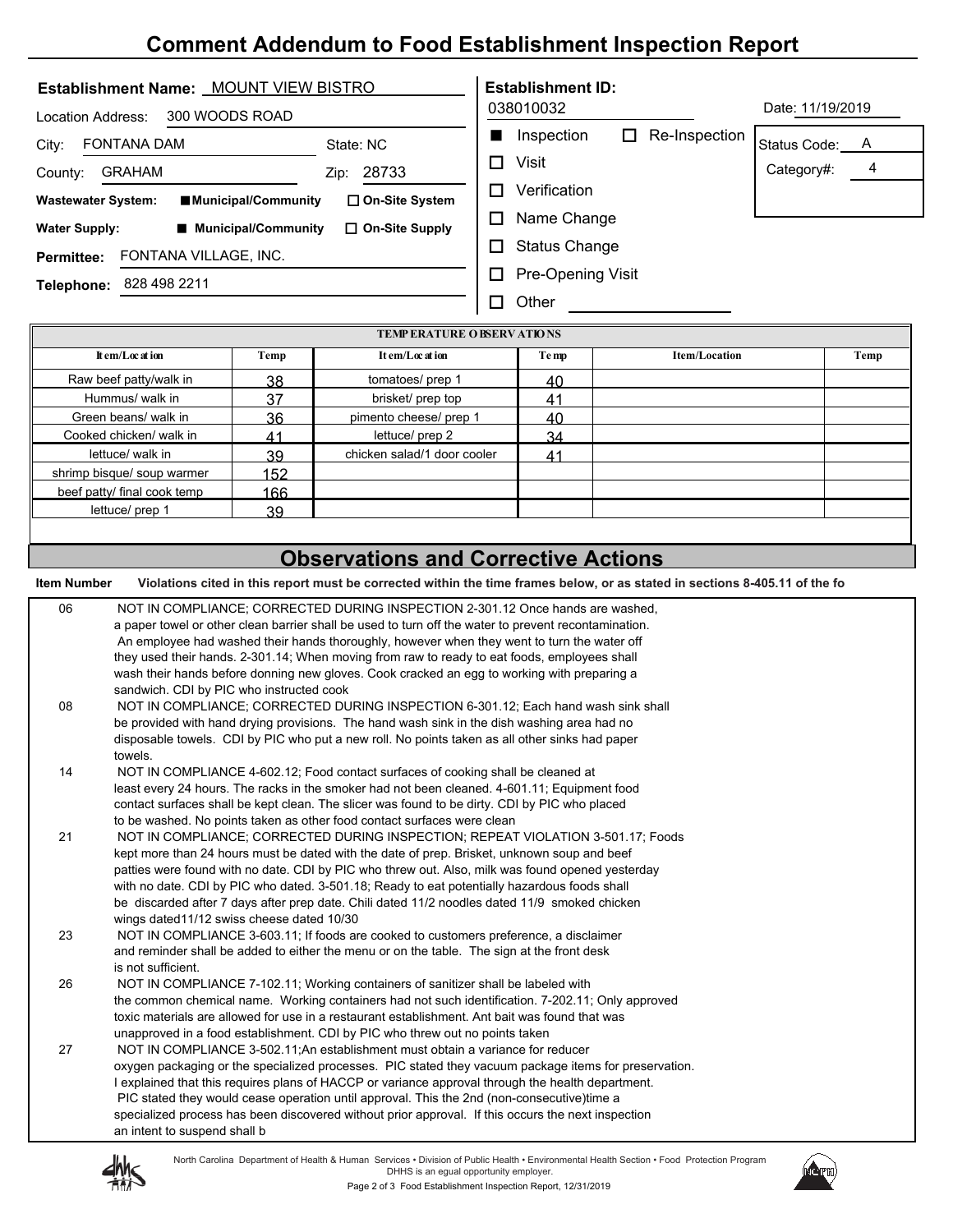# Comment Addendum to Food Establishment Inspection Report

**Establishment Name:** MOUNT VIEW BISTRO

Location Address: 300 WOODS ROAD

City: FONTANA DAM State: NC

County: GRAHAM Zip: 28733

**Wastewater System:** ■ Municipal/Community ☐ On-Site System

**Water Supply:** ■ Municipal/Community ☐ On-Site Supply

**Permittee:** FONTANA VILLAGE, INC.

**Telephone:** 828 498 2211

**Establishment ID:** 038010032

■ Inspection ☐ Re-Inspection

☐ Visit

☐ Verification

☐ Name Change

☐ Status Change

☐ Pre-Opening Visit

☐ Other

Date: 11/19/2019

Status Code: A

Category#: 4

| TEMPERATURE OBSERVATIONS | | | | | |
|---|---|---|---|---|---|
| Item/Location | Temp | Item/Location | Temp | Item/Location | Temp |
| Raw beef patty/walk in | 38 | tomatoes/ prep 1 | 40 | | |
| Hummus/ walk in | 37 | brisket/ prep top | 41 | | |
| Green beans/ walk in | 36 | pimento cheese/ prep 1 | 40 | | |
| Cooked chicken/ walk in | 41 | lettuce/ prep 2 | 34 | | |
| lettuce/ walk in | 39 | chicken salad/1 door cooler | 41 | | |
| shrimp bisque/ soup warmer | 152 | | | | |
| beef patty/ final cook temp | 166 | | | | |
| lettuce/ prep 1 | 39 | | | | |

## Observations and Corrective Actions

**Item Number** **Violations cited in this report must be corrected within the time frames below, or as stated in sections 8-405.11 of the fo**

06 NOT IN COMPLIANCE; CORRECTED DURING INSPECTION 2-301.12 Once hands are washed, a paper towel or other clean barrier shall be used to turn off the water to prevent recontamination. An employee had washed their hands thoroughly, however when they went to turn the water off they used their hands. 2-301.14; When moving from raw to ready to eat foods, employees shall wash their hands before donning new gloves. Cook cracked an egg to working with preparing a sandwich. CDI by PIC who instructed cook

08 NOT IN COMPLIANCE; CORRECTED DURING INSPECTION 6-301.12; Each hand wash sink shall be provided with hand drying provisions. The hand wash sink in the dish washing area had no disposable towels. CDI by PIC who put a new roll. No points taken as all other sinks had paper towels.

14 NOT IN COMPLIANCE 4-602.12; Food contact surfaces of cooking shall be cleaned at least every 24 hours. The racks in the smoker had not been cleaned. 4-601.11; Equipment food contact surfaces shall be kept clean. The slicer was found to be dirty. CDI by PIC who placed to be washed. No points taken as other food contact surfaces were clean

21 NOT IN COMPLIANCE; CORRECTED DURING INSPECTION; REPEAT VIOLATION 3-501.17; Foods kept more than 24 hours must be dated with the date of prep. Brisket, unknown soup and beef patties were found with no date. CDI by PIC who threw out. Also, milk was found opened yesterday with no date. CDI by PIC who dated. 3-501.18; Ready to eat potentially hazardous foods shall be discarded after 7 days after prep date. Chili dated 11/2 noodles dated 11/9 smoked chicken wings dated11/12 swiss cheese dated 10/30

23 NOT IN COMPLIANCE 3-603.11; If foods are cooked to customers preference, a disclaimer and reminder shall be added to either the menu or on the table. The sign at the front desk is not sufficient.

26 NOT IN COMPLIANCE 7-102.11; Working containers of sanitizer shall be labeled with the common chemical name. Working containers had not such identification. 7-202.11; Only approved toxic materials are allowed for use in a restaurant establishment. Ant bait was found that was unapproved in a food establishment. CDI by PIC who threw out no points taken

27 NOT IN COMPLIANCE 3-502.11;An establishment must obtain a variance for reducer oxygen packaging or the specialized processes. PIC stated they vacuum package items for preservation. I explained that this requires plans of HACCP or variance approval through the health department. PIC stated they would cease operation until approval. This the 2nd (non-consecutive)time a specialized process has been discovered without prior approval. If this occurs the next inspection an intent to suspend shall b

North Carolina Department of Health & Human Services • Division of Public Health • Environmental Health Section • Food Protection Program
DHHS is an egual opportunity employer.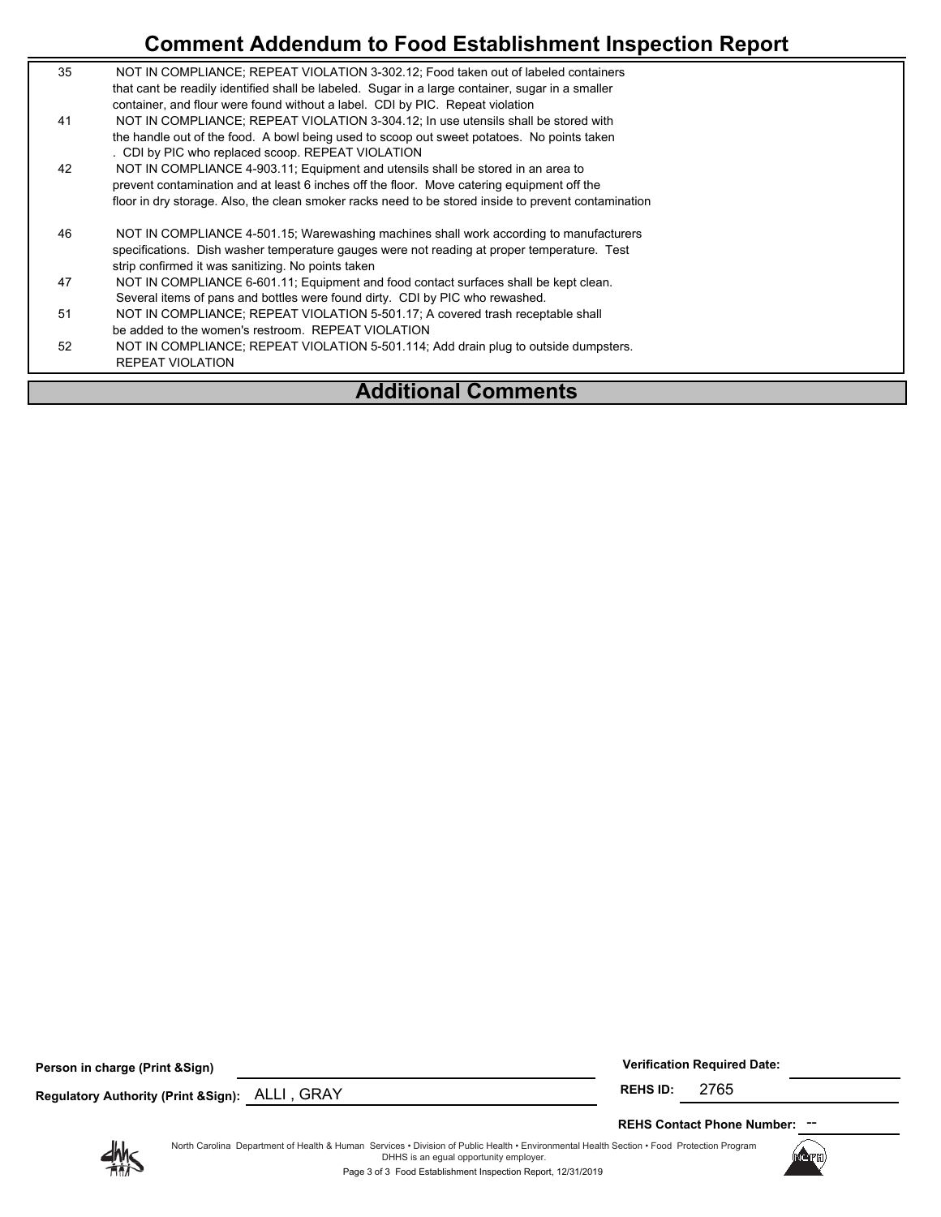# Comment Addendum to Food Establishment Inspection Report

| | |
|---|---|
| 35 | NOT IN COMPLIANCE; REPEAT VIOLATION 3-302.12; Food taken out of labeled containers that cant be readily identified shall be labeled. Sugar in a large container, sugar in a smaller container, and flour were found without a label. CDI by PIC. Repeat violation |
| 41 | NOT IN COMPLIANCE; REPEAT VIOLATION 3-304.12; In use utensils shall be stored with the handle out of the food. A bowl being used to scoop out sweet potatoes. No points taken . CDI by PIC who replaced scoop. REPEAT VIOLATION |
| 42 | NOT IN COMPLIANCE 4-903.11; Equipment and utensils shall be stored in an area to prevent contamination and at least 6 inches off the floor. Move catering equipment off the floor in dry storage. Also, the clean smoker racks need to be stored inside to prevent contamination |
| 46 | NOT IN COMPLIANCE 4-501.15; Warewashing machines shall work according to manufacturers specifications. Dish washer temperature gauges were not reading at proper temperature. Test strip confirmed it was sanitizing. No points taken |
| 47 | NOT IN COMPLIANCE 6-601.11; Equipment and food contact surfaces shall be kept clean. Several items of pans and bottles were found dirty. CDI by PIC who rewashed. |
| 51 | NOT IN COMPLIANCE; REPEAT VIOLATION 5-501.17; A covered trash receptable shall be added to the women's restroom. REPEAT VIOLATION |
| 52 | NOT IN COMPLIANCE; REPEAT VIOLATION 5-501.114; Add drain plug to outside dumpsters. REPEAT VIOLATION |

## Additional Comments

**Person in charge (Print &Sign)**

**Regulatory Authority (Print &Sign):** ALLI , GRAY

**Verification Required Date:**

**REHS ID:** 2765

**REHS Contact Phone Number:** --

North Carolina Department of Health & Human Services • Division of Public Health • Environmental Health Section • Food Protection Program
DHHS is an egual opportunity employer.

Food Establishment Inspection Report, 12/31/2019